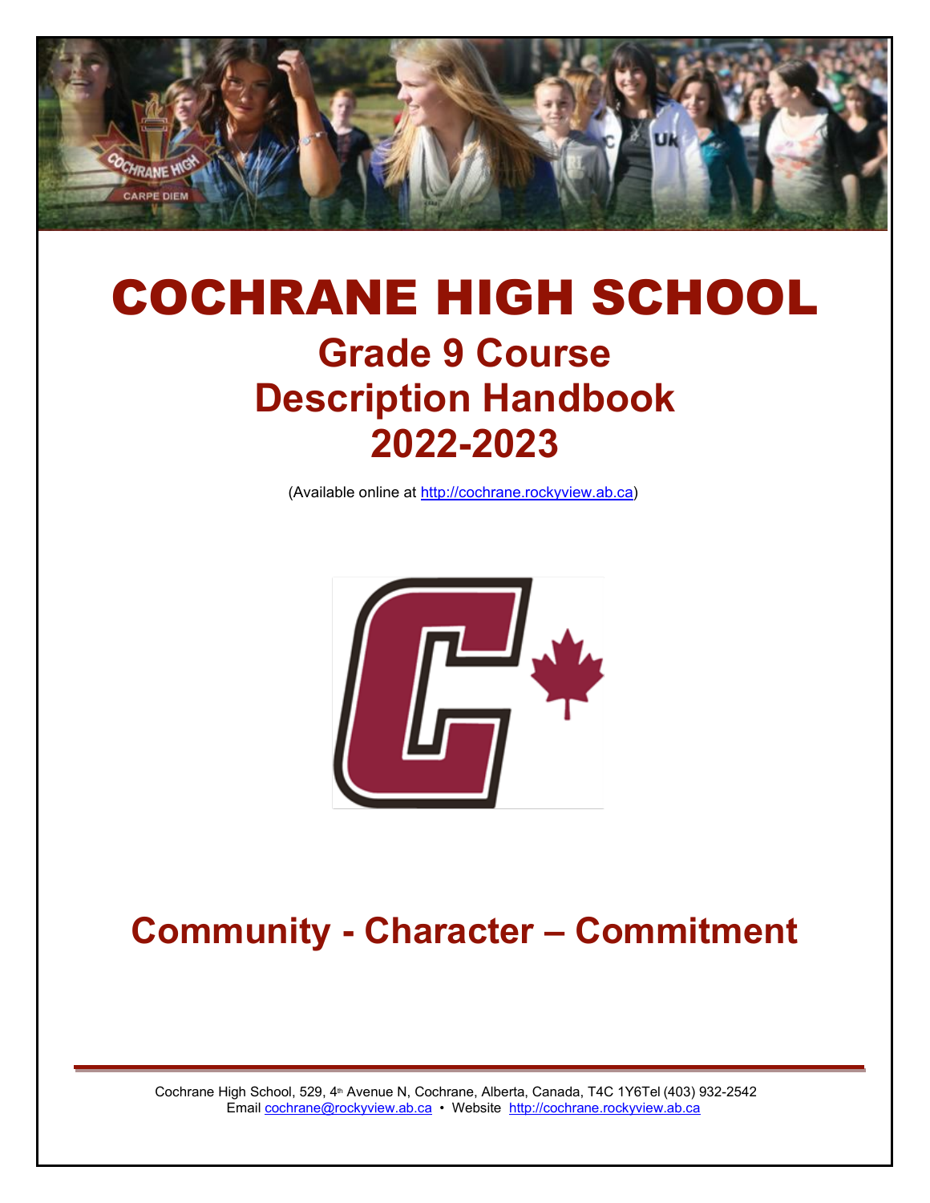# COCHRANE HIGH SCHOOL

## Grade 9 Course Description Handbook 2022-2023

(Available online at http://cochrane.rockyview.ab.ca)

## Community - Character – Commitment

Cochrane High School, 529, 4th Avenue N, Cochrane, Alberta, Canada, T4C 1Y6Tel (403) 932-2542
Email cochrane@rockyview.ab.ca • Website http://cochrane.rockyview.ab.ca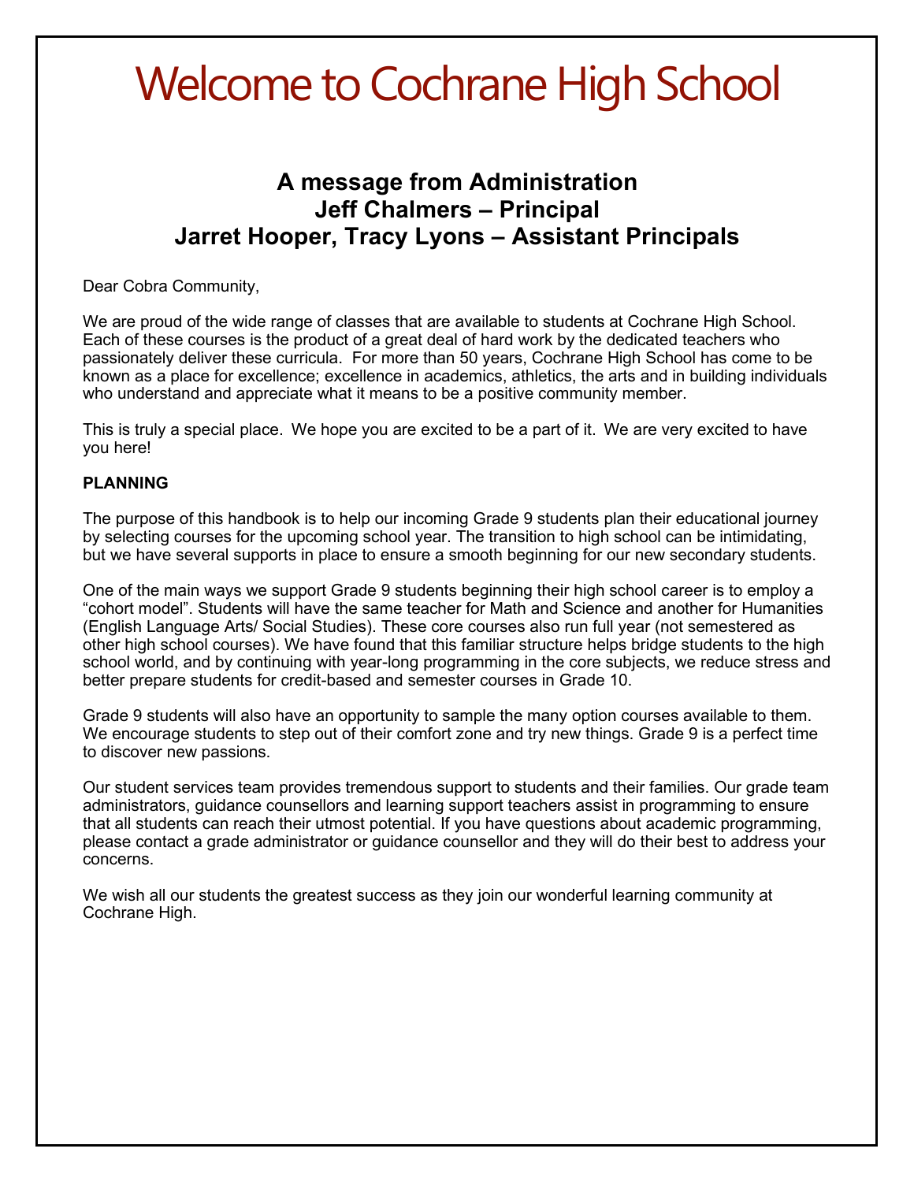# Welcome to Cochrane High School

## A message from Administration
## Jeff Chalmers – Principal
## Jarret Hooper, Tracy Lyons – Assistant Principals

Dear Cobra Community,

We are proud of the wide range of classes that are available to students at Cochrane High School. Each of these courses is the product of a great deal of hard work by the dedicated teachers who passionately deliver these curricula. For more than 50 years, Cochrane High School has come to be known as a place for excellence; excellence in academics, athletics, the arts and in building individuals who understand and appreciate what it means to be a positive community member.

This is truly a special place. We hope you are excited to be a part of it. We are very excited to have you here!

**PLANNING**

The purpose of this handbook is to help our incoming Grade 9 students plan their educational journey by selecting courses for the upcoming school year. The transition to high school can be intimidating, but we have several supports in place to ensure a smooth beginning for our new secondary students.

One of the main ways we support Grade 9 students beginning their high school career is to employ a "cohort model". Students will have the same teacher for Math and Science and another for Humanities (English Language Arts/ Social Studies). These core courses also run full year (not semestered as other high school courses). We have found that this familiar structure helps bridge students to the high school world, and by continuing with year-long programming in the core subjects, we reduce stress and better prepare students for credit-based and semester courses in Grade 10.

Grade 9 students will also have an opportunity to sample the many option courses available to them. We encourage students to step out of their comfort zone and try new things. Grade 9 is a perfect time to discover new passions.

Our student services team provides tremendous support to students and their families. Our grade team administrators, guidance counsellors and learning support teachers assist in programming to ensure that all students can reach their utmost potential. If you have questions about academic programming, please contact a grade administrator or guidance counsellor and they will do their best to address your concerns.

We wish all our students the greatest success as they join our wonderful learning community at Cochrane High.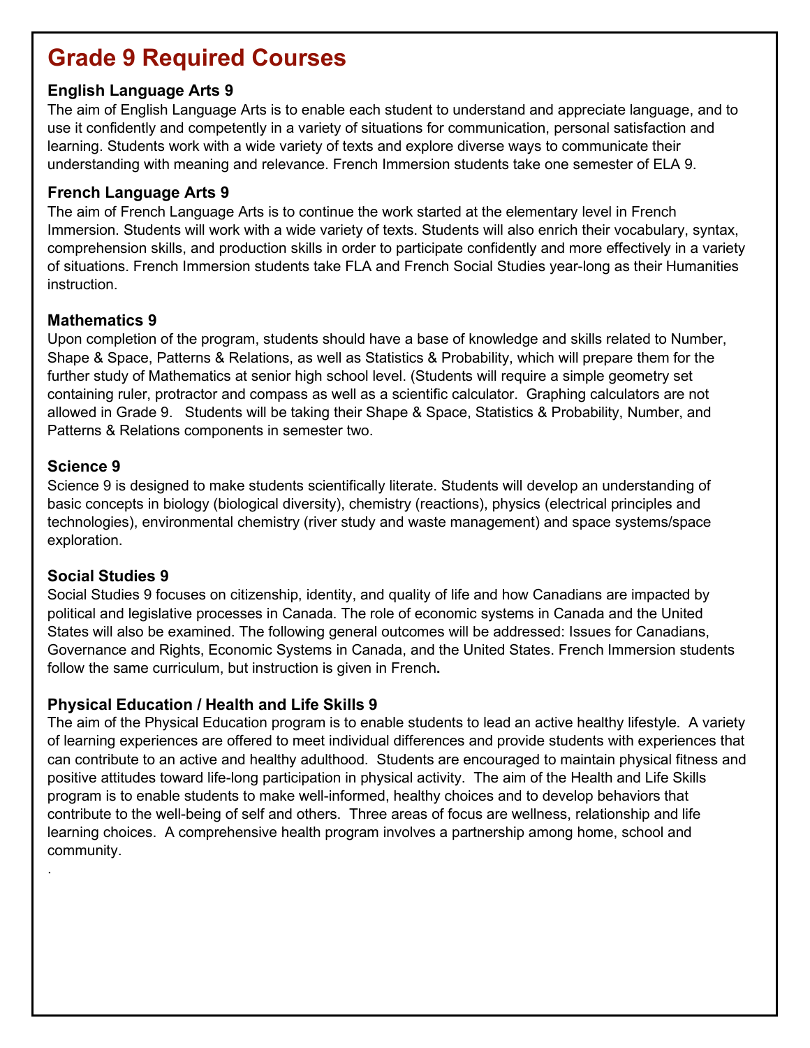# Grade 9 Required Courses

### English Language Arts 9

The aim of English Language Arts is to enable each student to understand and appreciate language, and to use it confidently and competently in a variety of situations for communication, personal satisfaction and learning. Students work with a wide variety of texts and explore diverse ways to communicate their understanding with meaning and relevance. French Immersion students take one semester of ELA 9.

### French Language Arts 9

The aim of French Language Arts is to continue the work started at the elementary level in French Immersion. Students will work with a wide variety of texts. Students will also enrich their vocabulary, syntax, comprehension skills, and production skills in order to participate confidently and more effectively in a variety of situations. French Immersion students take FLA and French Social Studies year-long as their Humanities instruction.

### Mathematics 9

Upon completion of the program, students should have a base of knowledge and skills related to Number, Shape & Space, Patterns & Relations, as well as Statistics & Probability, which will prepare them for the further study of Mathematics at senior high school level. (Students will require a simple geometry set containing ruler, protractor and compass as well as a scientific calculator. Graphing calculators are not allowed in Grade 9. Students will be taking their Shape & Space, Statistics & Probability, Number, and Patterns & Relations components in semester two.

### Science 9

Science 9 is designed to make students scientifically literate. Students will develop an understanding of basic concepts in biology (biological diversity), chemistry (reactions), physics (electrical principles and technologies), environmental chemistry (river study and waste management) and space systems/space exploration.

### Social Studies 9

Social Studies 9 focuses on citizenship, identity, and quality of life and how Canadians are impacted by political and legislative processes in Canada. The role of economic systems in Canada and the United States will also be examined. The following general outcomes will be addressed: Issues for Canadians, Governance and Rights, Economic Systems in Canada, and the United States. French Immersion students follow the same curriculum, but instruction is given in French**.**

### Physical Education / Health and Life Skills 9

The aim of the Physical Education program is to enable students to lead an active healthy lifestyle. A variety of learning experiences are offered to meet individual differences and provide students with experiences that can contribute to an active and healthy adulthood. Students are encouraged to maintain physical fitness and positive attitudes toward life-long participation in physical activity. The aim of the Health and Life Skills program is to enable students to make well-informed, healthy choices and to develop behaviors that contribute to the well-being of self and others. Three areas of focus are wellness, relationship and life learning choices. A comprehensive health program involves a partnership among home, school and community.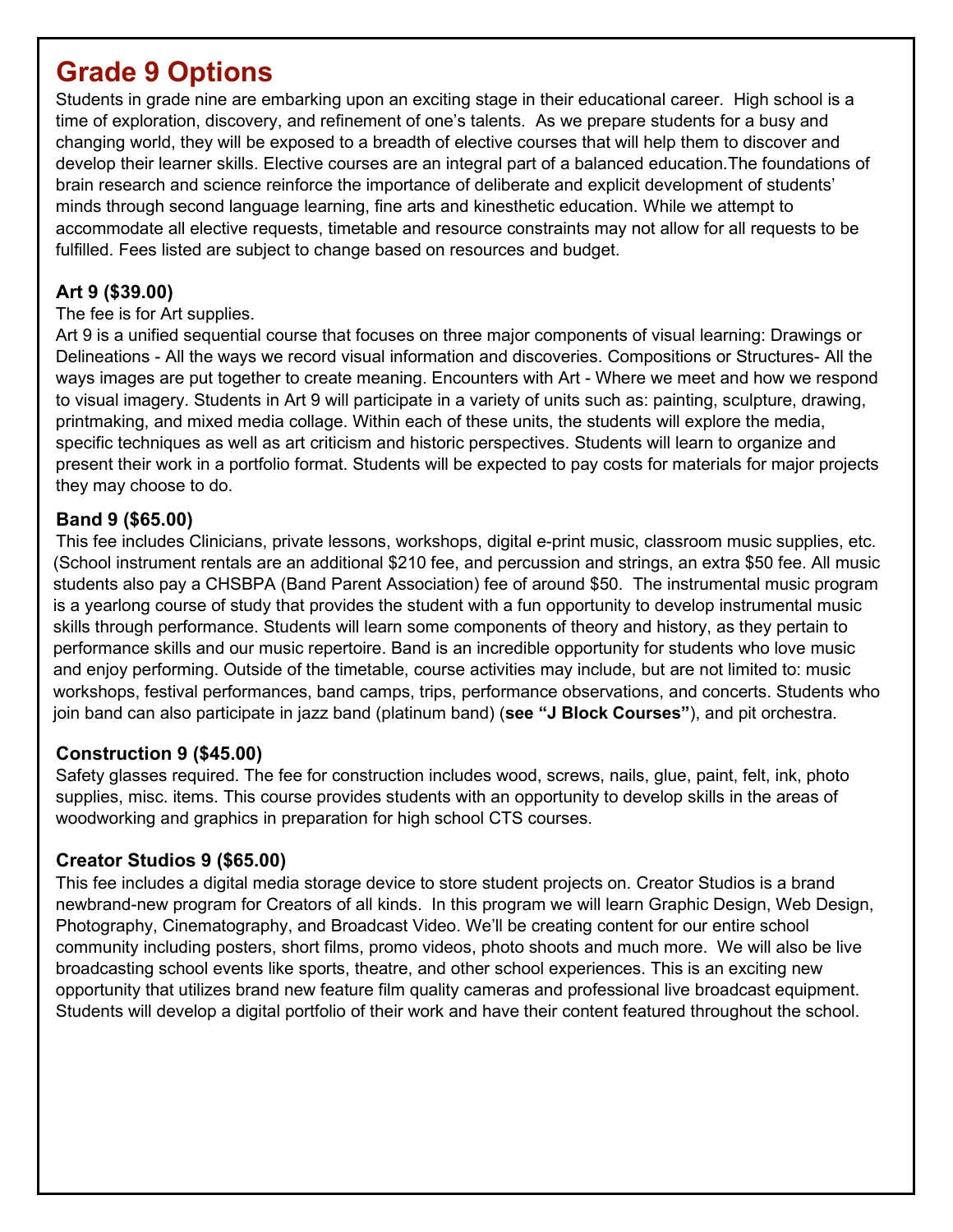# Grade 9 Options

Students in grade nine are embarking upon an exciting stage in their educational career. High school is a time of exploration, discovery, and refinement of one's talents. As we prepare students for a busy and changing world, they will be exposed to a breadth of elective courses that will help them to discover and develop their learner skills. Elective courses are an integral part of a balanced education.The foundations of brain research and science reinforce the importance of deliberate and explicit development of students' minds through second language learning, fine arts and kinesthetic education. While we attempt to accommodate all elective requests, timetable and resource constraints may not allow for all requests to be fulfilled. Fees listed are subject to change based on resources and budget.

### Art 9 ($39.00)

The fee is for Art supplies.

Art 9 is a unified sequential course that focuses on three major components of visual learning: Drawings or Delineations - All the ways we record visual information and discoveries. Compositions or Structures- All the ways images are put together to create meaning. Encounters with Art - Where we meet and how we respond to visual imagery. Students in Art 9 will participate in a variety of units such as: painting, sculpture, drawing, printmaking, and mixed media collage. Within each of these units, the students will explore the media, specific techniques as well as art criticism and historic perspectives. Students will learn to organize and present their work in a portfolio format. Students will be expected to pay costs for materials for major projects they may choose to do.

### Band 9 ($65.00)

This fee includes Clinicians, private lessons, workshops, digital e-print music, classroom music supplies, etc. (School instrument rentals are an additional $210 fee, and percussion and strings, an extra $50 fee. All music students also pay a CHSBPA (Band Parent Association) fee of around $50. The instrumental music program is a yearlong course of study that provides the student with a fun opportunity to develop instrumental music skills through performance. Students will learn some components of theory and history, as they pertain to performance skills and our music repertoire. Band is an incredible opportunity for students who love music and enjoy performing. Outside of the timetable, course activities may include, but are not limited to: music workshops, festival performances, band camps, trips, performance observations, and concerts. Students who join band can also participate in jazz band (platinum band) (**see "J Block Courses"**), and pit orchestra.

### Construction 9 ($45.00)

Safety glasses required. The fee for construction includes wood, screws, nails, glue, paint, felt, ink, photo supplies, misc. items. This course provides students with an opportunity to develop skills in the areas of woodworking and graphics in preparation for high school CTS courses.

### Creator Studios 9 ($65.00)

This fee includes a digital media storage device to store student projects on. Creator Studios is a brand newbrand-new program for Creators of all kinds. In this program we will learn Graphic Design, Web Design, Photography, Cinematography, and Broadcast Video. We'll be creating content for our entire school community including posters, short films, promo videos, photo shoots and much more. We will also be live broadcasting school events like sports, theatre, and other school experiences. This is an exciting new opportunity that utilizes brand new feature film quality cameras and professional live broadcast equipment. Students will develop a digital portfolio of their work and have their content featured throughout the school.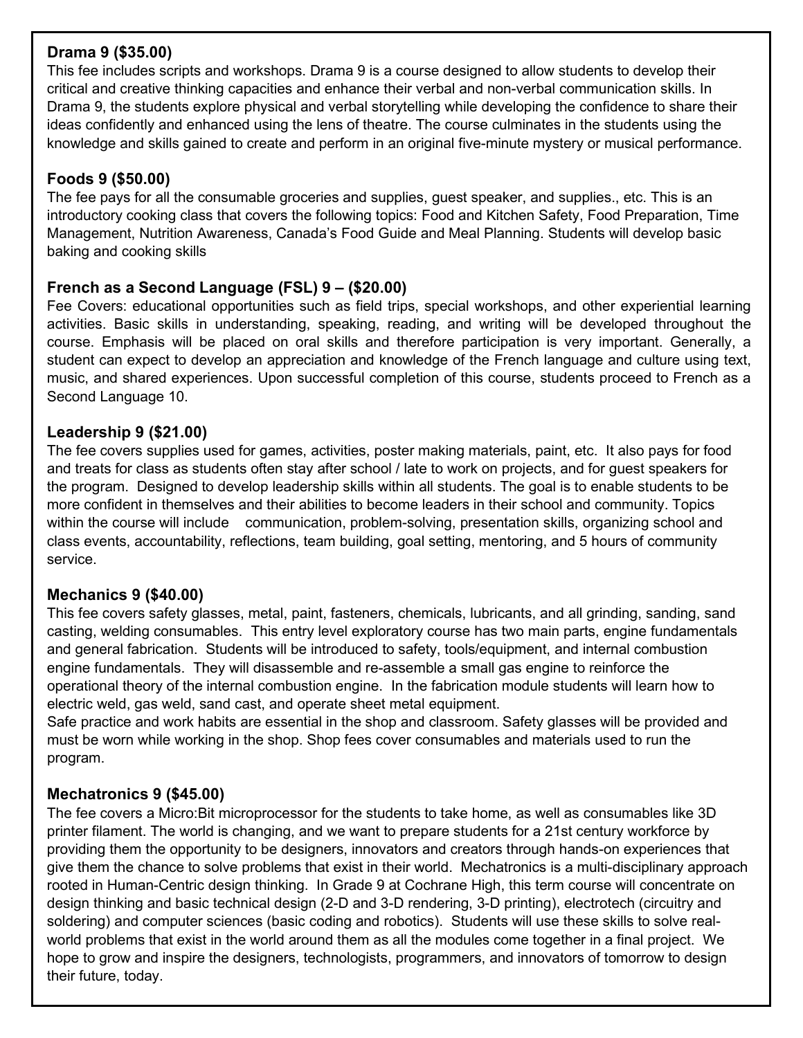**Drama 9 ($35.00)**

This fee includes scripts and workshops. Drama 9 is a course designed to allow students to develop their critical and creative thinking capacities and enhance their verbal and non-verbal communication skills. In Drama 9, the students explore physical and verbal storytelling while developing the confidence to share their ideas confidently and enhanced using the lens of theatre. The course culminates in the students using the knowledge and skills gained to create and perform in an original five-minute mystery or musical performance.

**Foods 9 ($50.00)**

The fee pays for all the consumable groceries and supplies, guest speaker, and supplies., etc. This is an introductory cooking class that covers the following topics: Food and Kitchen Safety, Food Preparation, Time Management, Nutrition Awareness, Canada's Food Guide and Meal Planning. Students will develop basic baking and cooking skills

**French as a Second Language (FSL) 9 – ($20.00)**

Fee Covers: educational opportunities such as field trips, special workshops, and other experiential learning activities. Basic skills in understanding, speaking, reading, and writing will be developed throughout the course. Emphasis will be placed on oral skills and therefore participation is very important. Generally, a student can expect to develop an appreciation and knowledge of the French language and culture using text, music, and shared experiences. Upon successful completion of this course, students proceed to French as a Second Language 10.

**Leadership 9 ($21.00)**

The fee covers supplies used for games, activities, poster making materials, paint, etc. It also pays for food and treats for class as students often stay after school / late to work on projects, and for guest speakers for the program. Designed to develop leadership skills within all students. The goal is to enable students to be more confident in themselves and their abilities to become leaders in their school and community. Topics within the course will include communication, problem-solving, presentation skills, organizing school and class events, accountability, reflections, team building, goal setting, mentoring, and 5 hours of community service.

**Mechanics 9 ($40.00)**

This fee covers safety glasses, metal, paint, fasteners, chemicals, lubricants, and all grinding, sanding, sand casting, welding consumables. This entry level exploratory course has two main parts, engine fundamentals and general fabrication. Students will be introduced to safety, tools/equipment, and internal combustion engine fundamentals. They will disassemble and re-assemble a small gas engine to reinforce the operational theory of the internal combustion engine. In the fabrication module students will learn how to electric weld, gas weld, sand cast, and operate sheet metal equipment.

Safe practice and work habits are essential in the shop and classroom. Safety glasses will be provided and must be worn while working in the shop. Shop fees cover consumables and materials used to run the program.

**Mechatronics 9 ($45.00)**

The fee covers a Micro:Bit microprocessor for the students to take home, as well as consumables like 3D printer filament. The world is changing, and we want to prepare students for a 21st century workforce by providing them the opportunity to be designers, innovators and creators through hands-on experiences that give them the chance to solve problems that exist in their world. Mechatronics is a multi-disciplinary approach rooted in Human-Centric design thinking. In Grade 9 at Cochrane High, this term course will concentrate on design thinking and basic technical design (2-D and 3-D rendering, 3-D printing), electrotech (circuitry and soldering) and computer sciences (basic coding and robotics). Students will use these skills to solve real-world problems that exist in the world around them as all the modules come together in a final project. We hope to grow and inspire the designers, technologists, programmers, and innovators of tomorrow to design their future, today.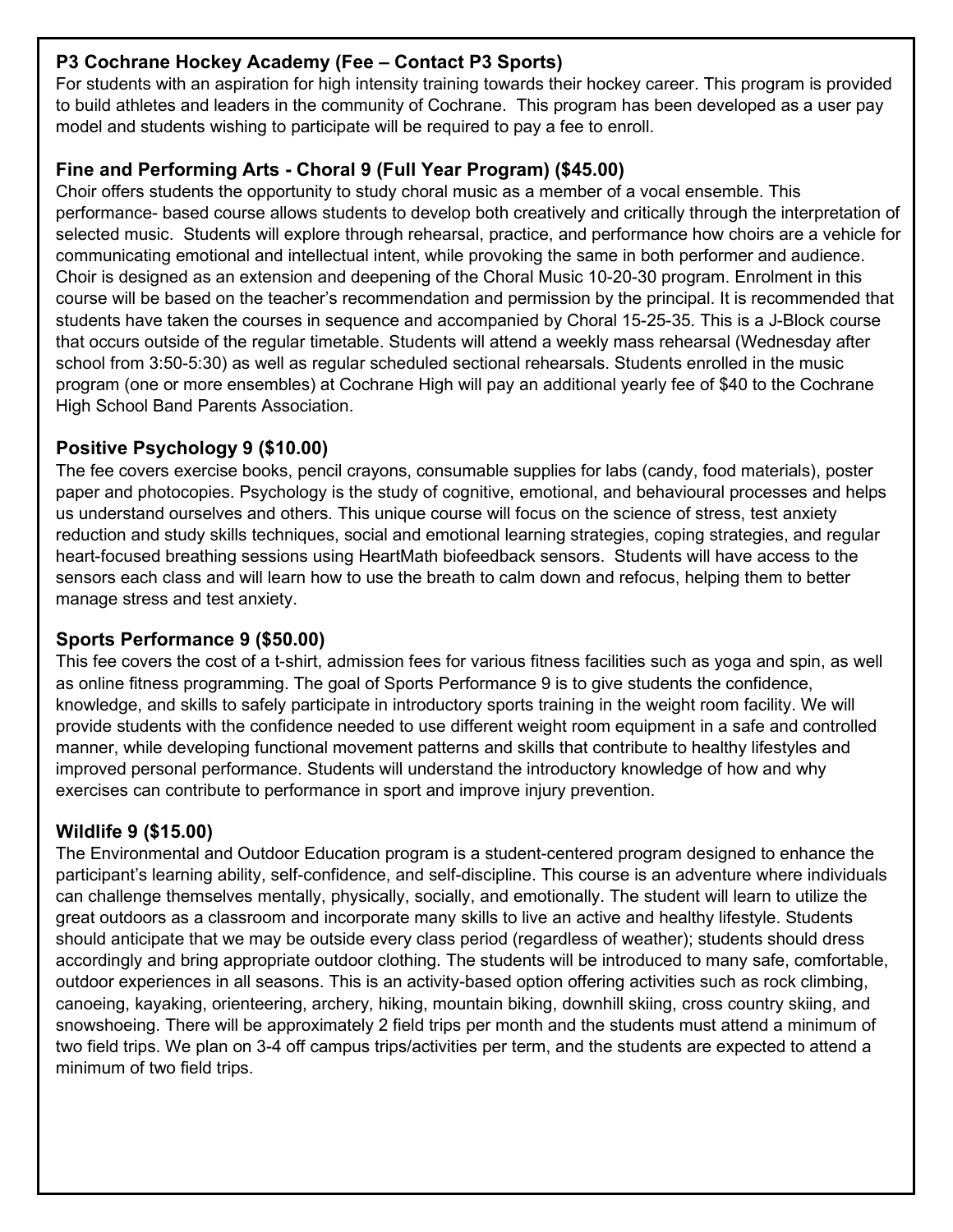### P3 Cochrane Hockey Academy (Fee – Contact P3 Sports)

For students with an aspiration for high intensity training towards their hockey career. This program is provided to build athletes and leaders in the community of Cochrane. This program has been developed as a user pay model and students wishing to participate will be required to pay a fee to enroll.

### Fine and Performing Arts - Choral 9 (Full Year Program) ($45.00)

Choir offers students the opportunity to study choral music as a member of a vocal ensemble. This performance- based course allows students to develop both creatively and critically through the interpretation of selected music. Students will explore through rehearsal, practice, and performance how choirs are a vehicle for communicating emotional and intellectual intent, while provoking the same in both performer and audience. Choir is designed as an extension and deepening of the Choral Music 10-20-30 program. Enrolment in this course will be based on the teacher's recommendation and permission by the principal. It is recommended that students have taken the courses in sequence and accompanied by Choral 15-25-35. This is a J-Block course that occurs outside of the regular timetable. Students will attend a weekly mass rehearsal (Wednesday after school from 3:50-5:30) as well as regular scheduled sectional rehearsals. Students enrolled in the music program (one or more ensembles) at Cochrane High will pay an additional yearly fee of $40 to the Cochrane High School Band Parents Association.

### Positive Psychology 9 ($10.00)

The fee covers exercise books, pencil crayons, consumable supplies for labs (candy, food materials), poster paper and photocopies. Psychology is the study of cognitive, emotional, and behavioural processes and helps us understand ourselves and others. This unique course will focus on the science of stress, test anxiety reduction and study skills techniques, social and emotional learning strategies, coping strategies, and regular heart-focused breathing sessions using HeartMath biofeedback sensors. Students will have access to the sensors each class and will learn how to use the breath to calm down and refocus, helping them to better manage stress and test anxiety.

### Sports Performance 9 ($50.00)

This fee covers the cost of a t-shirt, admission fees for various fitness facilities such as yoga and spin, as well as online fitness programming. The goal of Sports Performance 9 is to give students the confidence, knowledge, and skills to safely participate in introductory sports training in the weight room facility. We will provide students with the confidence needed to use different weight room equipment in a safe and controlled manner, while developing functional movement patterns and skills that contribute to healthy lifestyles and improved personal performance. Students will understand the introductory knowledge of how and why exercises can contribute to performance in sport and improve injury prevention.

### Wildlife 9 ($15.00)

The Environmental and Outdoor Education program is a student-centered program designed to enhance the participant's learning ability, self-confidence, and self-discipline. This course is an adventure where individuals can challenge themselves mentally, physically, socially, and emotionally. The student will learn to utilize the great outdoors as a classroom and incorporate many skills to live an active and healthy lifestyle. Students should anticipate that we may be outside every class period (regardless of weather); students should dress accordingly and bring appropriate outdoor clothing. The students will be introduced to many safe, comfortable, outdoor experiences in all seasons. This is an activity-based option offering activities such as rock climbing, canoeing, kayaking, orienteering, archery, hiking, mountain biking, downhill skiing, cross country skiing, and snowshoeing. There will be approximately 2 field trips per month and the students must attend a minimum of two field trips. We plan on 3-4 off campus trips/activities per term, and the students are expected to attend a minimum of two field trips.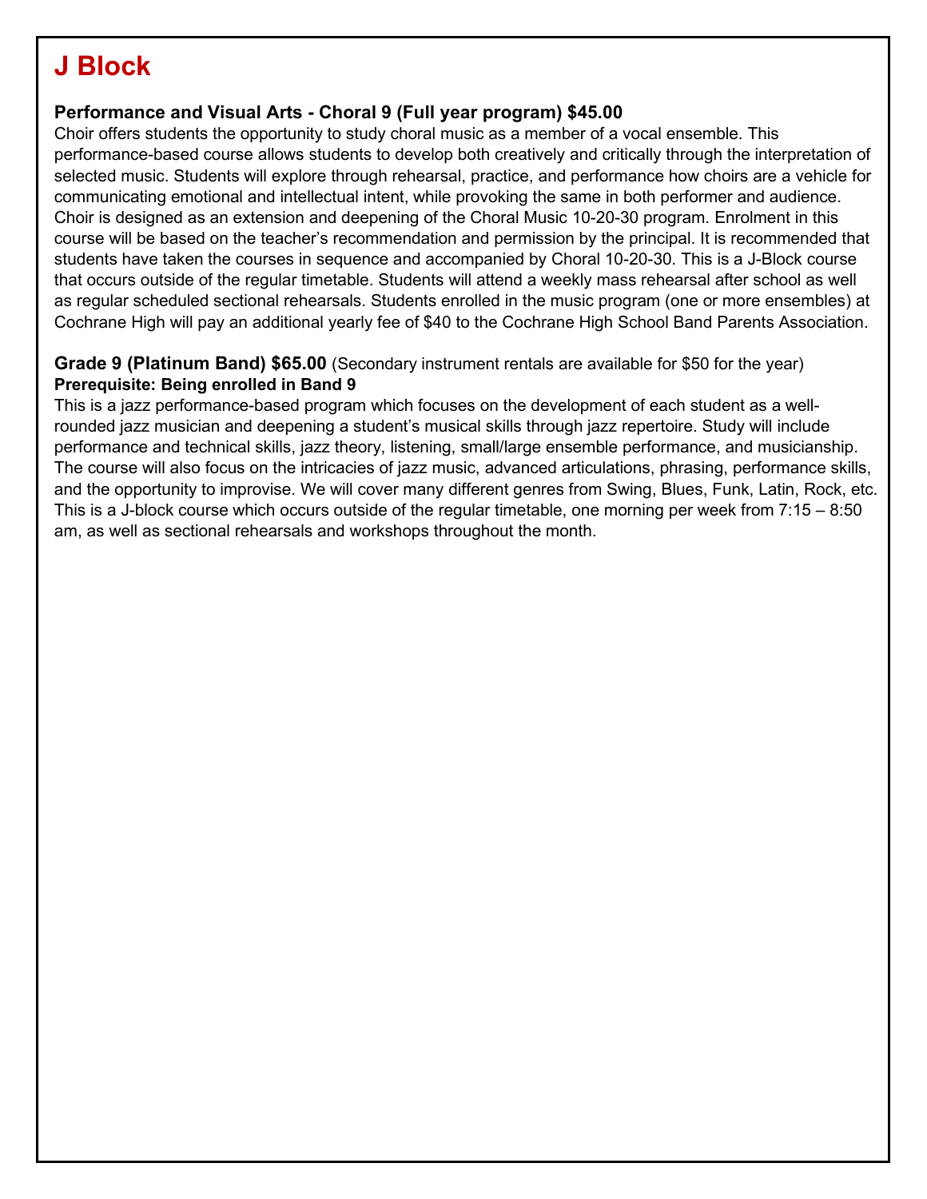# J Block

### Performance and Visual Arts - Choral 9 (Full year program) $45.00

Choir offers students the opportunity to study choral music as a member of a vocal ensemble. This performance-based course allows students to develop both creatively and critically through the interpretation of selected music. Students will explore through rehearsal, practice, and performance how choirs are a vehicle for communicating emotional and intellectual intent, while provoking the same in both performer and audience. Choir is designed as an extension and deepening of the Choral Music 10-20-30 program. Enrolment in this course will be based on the teacher's recommendation and permission by the principal. It is recommended that students have taken the courses in sequence and accompanied by Choral 10-20-30. This is a J-Block course that occurs outside of the regular timetable. Students will attend a weekly mass rehearsal after school as well as regular scheduled sectional rehearsals. Students enrolled in the music program (one or more ensembles) at Cochrane High will pay an additional yearly fee of $40 to the Cochrane High School Band Parents Association.

### Grade 9 (Platinum Band) $65.00 (Secondary instrument rentals are available for $50 for the year)

**Prerequisite: Being enrolled in Band 9**

This is a jazz performance-based program which focuses on the development of each student as a well-rounded jazz musician and deepening a student's musical skills through jazz repertoire. Study will include performance and technical skills, jazz theory, listening, small/large ensemble performance, and musicianship. The course will also focus on the intricacies of jazz music, advanced articulations, phrasing, performance skills, and the opportunity to improvise. We will cover many different genres from Swing, Blues, Funk, Latin, Rock, etc. This is a J-block course which occurs outside of the regular timetable, one morning per week from 7:15 – 8:50 am, as well as sectional rehearsals and workshops throughout the month.